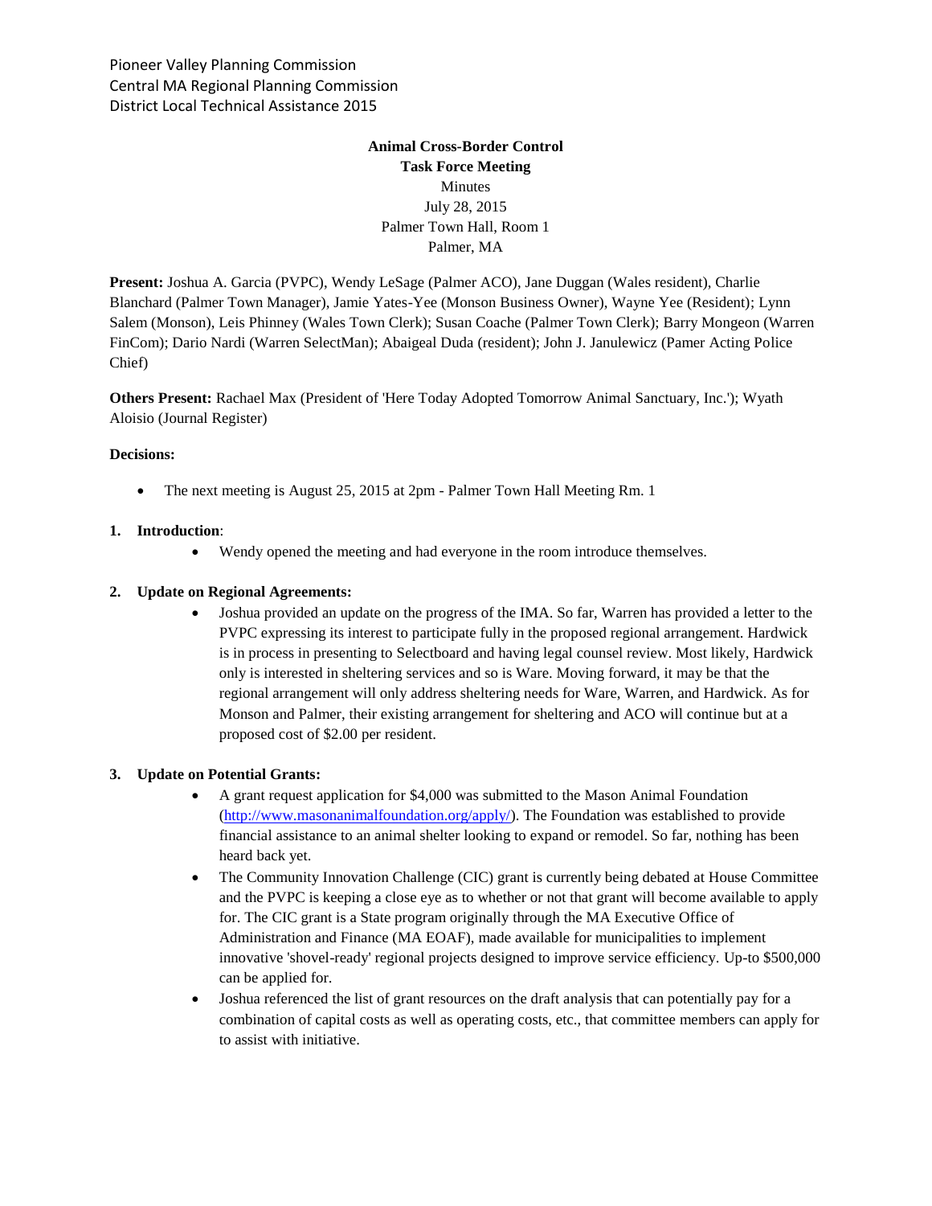Pioneer Valley Planning Commission
Central MA Regional Planning Commission
District Local Technical Assistance 2015

**Animal Cross-Border Control**
**Task Force Meeting**
Minutes
July 28, 2015
Palmer Town Hall, Room 1
Palmer, MA

**Present:** Joshua A. Garcia (PVPC), Wendy LeSage (Palmer ACO), Jane Duggan (Wales resident), Charlie Blanchard (Palmer Town Manager), Jamie Yates-Yee (Monson Business Owner), Wayne Yee (Resident); Lynn Salem (Monson), Leis Phinney (Wales Town Clerk); Susan Coache (Palmer Town Clerk); Barry Mongeon (Warren FinCom); Dario Nardi (Warren SelectMan); Abaigeal Duda (resident); John J. Janulewicz (Pamer Acting Police Chief)

**Others Present:** Rachael Max (President of 'Here Today Adopted Tomorrow Animal Sanctuary, Inc.'); Wyath Aloisio (Journal Register)

**Decisions:**

- The next meeting is August 25, 2015 at 2pm - Palmer Town Hall Meeting Rm. 1

1. **Introduction**:
   - Wendy opened the meeting and had everyone in the room introduce themselves.

2. **Update on Regional Agreements:**
   - Joshua provided an update on the progress of the IMA. So far, Warren has provided a letter to the PVPC expressing its interest to participate fully in the proposed regional arrangement. Hardwick is in process in presenting to Selectboard and having legal counsel review. Most likely, Hardwick only is interested in sheltering services and so is Ware. Moving forward, it may be that the regional arrangement will only address sheltering needs for Ware, Warren, and Hardwick. As for Monson and Palmer, their existing arrangement for sheltering and ACO will continue but at a proposed cost of $2.00 per resident.

3. **Update on Potential Grants:**
   - A grant request application for $4,000 was submitted to the Mason Animal Foundation (http://www.masonanimalfoundation.org/apply/). The Foundation was established to provide financial assistance to an animal shelter looking to expand or remodel. So far, nothing has been heard back yet.
   - The Community Innovation Challenge (CIC) grant is currently being debated at House Committee and the PVPC is keeping a close eye as to whether or not that grant will become available to apply for. The CIC grant is a State program originally through the MA Executive Office of Administration and Finance (MA EOAF), made available for municipalities to implement innovative 'shovel-ready' regional projects designed to improve service efficiency. Up-to $500,000 can be applied for.
   - Joshua referenced the list of grant resources on the draft analysis that can potentially pay for a combination of capital costs as well as operating costs, etc., that committee members can apply for to assist with initiative.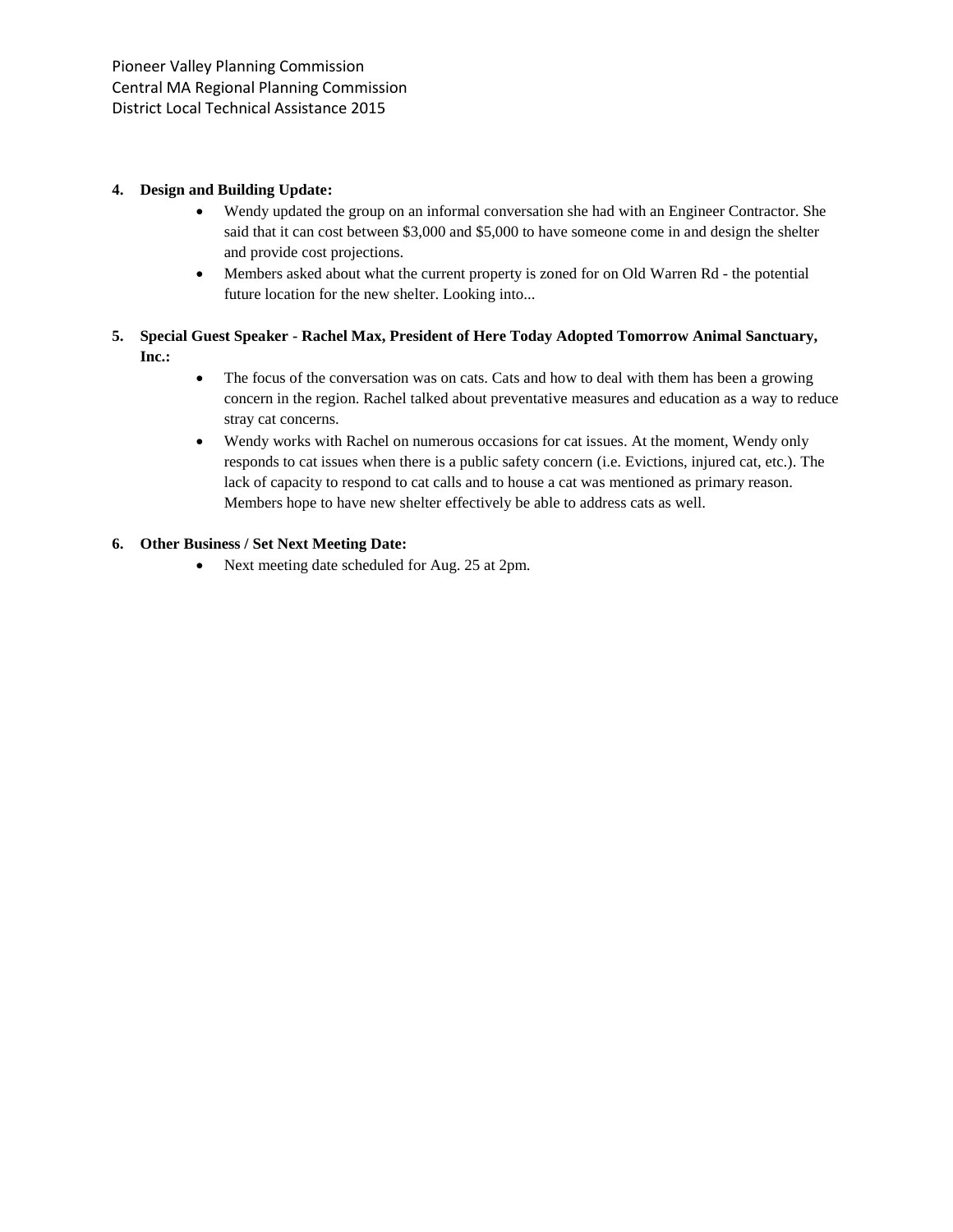4. **Design and Building Update:**
    - Wendy updated the group on an informal conversation she had with an Engineer Contractor. She said that it can cost between $3,000 and $5,000 to have someone come in and design the shelter and provide cost projections.
    - Members asked about what the current property is zoned for on Old Warren Rd - the potential future location for the new shelter. Looking into...

5. **Special Guest Speaker - Rachel Max, President of Here Today Adopted Tomorrow Animal Sanctuary, Inc.:**
    - The focus of the conversation was on cats. Cats and how to deal with them has been a growing concern in the region. Rachel talked about preventative measures and education as a way to reduce stray cat concerns.
    - Wendy works with Rachel on numerous occasions for cat issues. At the moment, Wendy only responds to cat issues when there is a public safety concern (i.e. Evictions, injured cat, etc.). The lack of capacity to respond to cat calls and to house a cat was mentioned as primary reason. Members hope to have new shelter effectively be able to address cats as well.

6. **Other Business / Set Next Meeting Date:**
    - Next meeting date scheduled for Aug. 25 at 2pm.